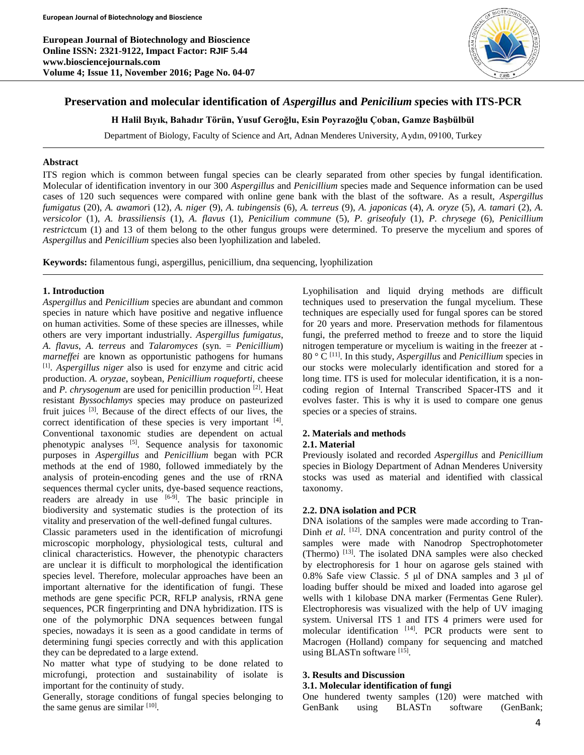# Preservation and molecular identification of *Aspergillus* and *Penicilium* species with ITS-PCR

**H Halil Bıyık, Bahadır Törün, Yusuf Geroğlu, Esin Poyrazoğlu Çoban, Gamze Başbülbül**

Department of Biology, Faculty of Science and Art, Adnan Menderes University, Aydın, 09100, Turkey

## Abstract

ITS region which is common between fungal species can be clearly separated from other species by fungal identification. Molecular of identification inventory in our 300 *Aspergillus* and *Penicillium* species made and Sequence information can be used cases of 120 such sequences were compared with online gene bank with the blast of the software. As a result, *Aspergillus fumigatus* (20), *A. awamor*i (12), *A. niger* (9), *A. tubingensis* (6), *A. terreus* (9), *A. japonicas* (4), *A. oryze* (5), *A. tamari* (2), *A. versicolor* (1), *A. brassiliensis* (1), *A. flavus* (1), *Penicilium commune* (5), *P. griseofuly* (1), *P. chrysege* (6), *Penicillium restrict*cum (1) and 13 of them belong to the other fungus groups were determined. To preserve the mycelium and spores of *Aspergillus* and *Penicillium* species also been lyophilization and labeled.

**Keywords:** filamentous fungi, aspergillus, penicillium, dna sequencing, lyophilization

## 1. Introduction

*Aspergillus* and *Penicillium* species are abundant and common species in nature which have positive and negative influence on human activities. Some of these species are illnesses, while others are very important industrially. *Aspergillus fumigatus*, *A. flavus*, *A. terreus* and *Talaromyces* (syn. = *Penicillium*) *marneffei* are known as opportunistic pathogens for humans [1]. *Aspergillus niger* also is used for enzyme and citric acid production. *A. oryzae*, soybean, *Penicillium roqueforti*, cheese and *P. chrysogenum* are used for penicillin production [2]. Heat resistant *Byssochlamys* species may produce on pasteurized fruit juices [3]. Because of the direct effects of our lives, the correct identification of these species is very important [4]. Conventional taxonomic studies are dependent on actual phenotypic analyses [5]. Sequence analysis for taxonomic purposes in *Aspergillus* and *Penicillium* began with PCR methods at the end of 1980, followed immediately by the analysis of protein-encoding genes and the use of rRNA sequences thermal cycler units, dye-based sequence reactions, readers are already in use [6-9]. The basic principle in biodiversity and systematic studies is the protection of its vitality and preservation of the well-defined fungal cultures.

Classic parameters used in the identification of microfungi microscopic morphology, physiological tests, cultural and clinical characteristics. However, the phenotypic characters are unclear it is difficult to morphological the identification species level. Therefore, molecular approaches have been an important alternative for the identification of fungi. These methods are gene specific PCR, RFLP analysis, rRNA gene sequences, PCR fingerprinting and DNA hybridization. ITS is one of the polymorphic DNA sequences between fungal species, nowadays it is seen as a good candidate in terms of determining fungi species correctly and with this application they can be depredated to a large extend.

No matter what type of studying to be done related to microfungi, protection and sustainability of isolate is important for the continuity of study.

Generally, storage conditions of fungal species belonging to the same genus are similar [10].

Lyophilisation and liquid drying methods are difficult techniques used to preservation the fungal mycelium. These techniques are especially used for fungal spores can be stored for 20 years and more. Preservation methods for filamentous fungi, the preferred method to freeze and to store the liquid nitrogen temperature or mycelium is waiting in the freezer at -80 ° C [11]. In this study, *Aspergillus* and *Penicillium* species in our stocks were molecularly identification and stored for a long time. ITS is used for molecular identification, it is a non-coding region of Internal Transcribed Spacer-ITS and it evolves faster. This is why it is used to compare one genus species or a species of strains.

## 2. Materials and methods

### 2.1. Material

Previously isolated and recorded *Aspergillus* and *Penicillium* species in Biology Department of Adnan Menderes University stocks was used as material and identified with classical taxonomy.

### 2.2. DNA isolation and PCR

DNA isolations of the samples were made according to Tran-Dinh *et al*. [12]. DNA concentration and purity control of the samples were made with Nanodrop Spectrophotometer (Thermo) [13]. The isolated DNA samples were also checked by electrophoresis for 1 hour on agarose gels stained with 0.8% Safe view Classic. 5 µl of DNA samples and 3 µl of loading buffer should be mixed and loaded into agarose gel wells with 1 kilobase DNA marker (Fermentas Gene Ruler). Electrophoresis was visualized with the help of UV imaging system. Universal ITS 1 and ITS 4 primers were used for molecular identification [14]. PCR products were sent to Macrogen (Holland) company for sequencing and matched using BLASTn software [15].

## 3. Results and Discussion

### 3.1. Molecular identification of fungi

One hundred twenty samples (120) were matched with GenBank using BLASTn software (GenBank;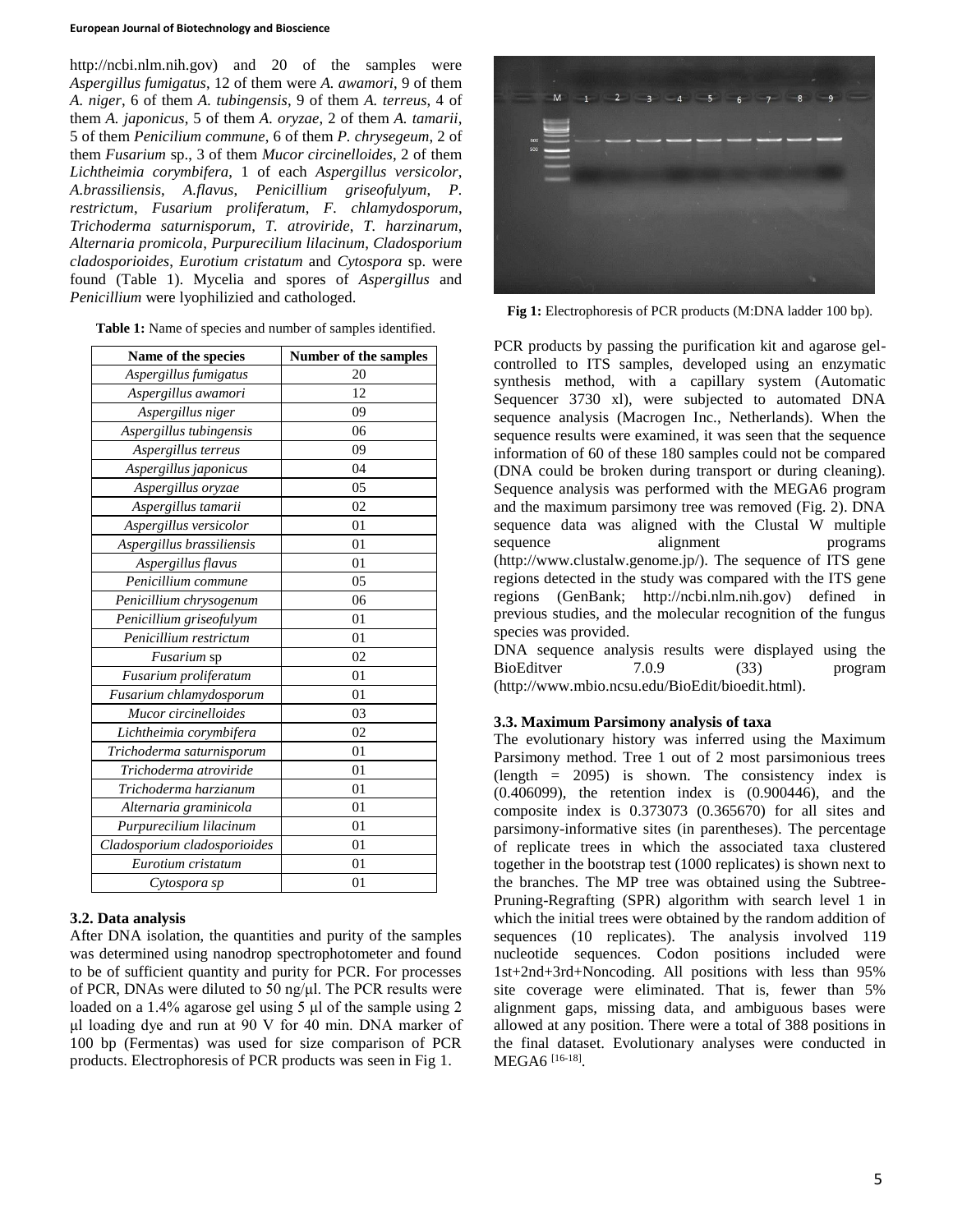http://ncbi.nlm.nih.gov) and 20 of the samples were *Aspergillus fumigatus*, 12 of them were *A. awamori*, 9 of them *A. niger*, 6 of them *A. tubingensis*, 9 of them *A. terreus*, 4 of them *A. japonicus*, 5 of them *A. oryzae*, 2 of them *A. tamarii*, 5 of them *Penicilium commune*, 6 of them *P. chrysegeum*, 2 of them *Fusarium* sp., 3 of them *Mucor circinelloides*, 2 of them *Lichtheimia corymbifera*, 1 of each *Aspergillus versicolor*, *A.brassiliensis*, *A.flavus*, *Penicillium griseofulyum*, *P. restrictum*, *Fusarium proliferatum*, *F. chlamydosporum*, *Trichoderma saturnisporum*, *T. atroviride*, *T. harzinarum*, *Alternaria promicola*, *Purpurecilium lilacinum*, *Cladosporium cladosporioides*, *Eurotium cristatum* and *Cytospora* sp. were found (Table 1). Mycelia and spores of *Aspergillus* and *Penicillium* were lyophilizied and cathologed.

**Table 1:** Name of species and number of samples identified.

| Name of the species | Number of the samples |
|---|---|
| *Aspergillus fumigatus* | 20 |
| *Aspergillus awamori* | 12 |
| *Aspergillus niger* | 09 |
| *Aspergillus tubingensis* | 06 |
| *Aspergillus terreus* | 09 |
| *Aspergillus japonicus* | 04 |
| *Aspergillus oryzae* | 05 |
| *Aspergillus tamarii* | 02 |
| *Aspergillus versicolor* | 01 |
| *Aspergillus brassiliensis* | 01 |
| *Aspergillus flavus* | 01 |
| *Penicillium commune* | 05 |
| *Penicillium chrysogenum* | 06 |
| *Penicillium griseofulyum* | 01 |
| *Penicillium restrictum* | 01 |
| *Fusarium* sp | 02 |
| *Fusarium proliferatum* | 01 |
| *Fusarium chlamydosporum* | 01 |
| *Mucor circinelloides* | 03 |
| *Lichtheimia corymbifera* | 02 |
| *Trichoderma saturnisporum* | 01 |
| *Trichoderma atroviride* | 01 |
| *Trichoderma harzianum* | 01 |
| *Alternaria graminicola* | 01 |
| *Purpurecilium lilacinum* | 01 |
| *Cladosporium cladosporioides* | 01 |
| *Eurotium cristatum* | 01 |
| *Cytospora sp* | 01 |

### 3.2. Data analysis

After DNA isolation, the quantities and purity of the samples was determined using nanodrop spectrophotometer and found to be of sufficient quantity and purity for PCR. For processes of PCR, DNAs were diluted to 50 ng/μl. The PCR results were loaded on a 1.4% agarose gel using 5 μl of the sample using 2 μl loading dye and run at 90 V for 40 min. DNA marker of 100 bp (Fermentas) was used for size comparison of PCR products. Electrophoresis of PCR products was seen in Fig 1.

**Fig 1:** Electrophoresis of PCR products (M:DNA ladder 100 bp).

PCR products by passing the purification kit and agarose gel-controlled to ITS samples, developed using an enzymatic synthesis method, with a capillary system (Automatic Sequencer 3730 xl), were subjected to automated DNA sequence analysis (Macrogen Inc., Netherlands). When the sequence results were examined, it was seen that the sequence information of 60 of these 180 samples could not be compared (DNA could be broken during transport or during cleaning). Sequence analysis was performed with the MEGA6 program and the maximum parsimony tree was removed (Fig. 2). DNA sequence data was aligned with the Clustal W multiple sequence alignment programs (http://www.clustalw.genome.jp/). The sequence of ITS gene regions detected in the study was compared with the ITS gene regions (GenBank; http://ncbi.nlm.nih.gov) defined in previous studies, and the molecular recognition of the fungus species was provided.

DNA sequence analysis results were displayed using the BioEditver 7.0.9 (33) program (http://www.mbio.ncsu.edu/BioEdit/bioedit.html).

### 3.3. Maximum Parsimony analysis of taxa

The evolutionary history was inferred using the Maximum Parsimony method. Tree 1 out of 2 most parsimonious trees (length = 2095) is shown. The consistency index is (0.406099), the retention index is (0.900446), and the composite index is 0.373073 (0.365670) for all sites and parsimony-informative sites (in parentheses). The percentage of replicate trees in which the associated taxa clustered together in the bootstrap test (1000 replicates) is shown next to the branches. The MP tree was obtained using the Subtree-Pruning-Regrafting (SPR) algorithm with search level 1 in which the initial trees were obtained by the random addition of sequences (10 replicates). The analysis involved 119 nucleotide sequences. Codon positions included were 1st+2nd+3rd+Noncoding. All positions with less than 95% site coverage were eliminated. That is, fewer than 5% alignment gaps, missing data, and ambiguous bases were allowed at any position. There were a total of 388 positions in the final dataset. Evolutionary analyses were conducted in MEGA6 [16-18].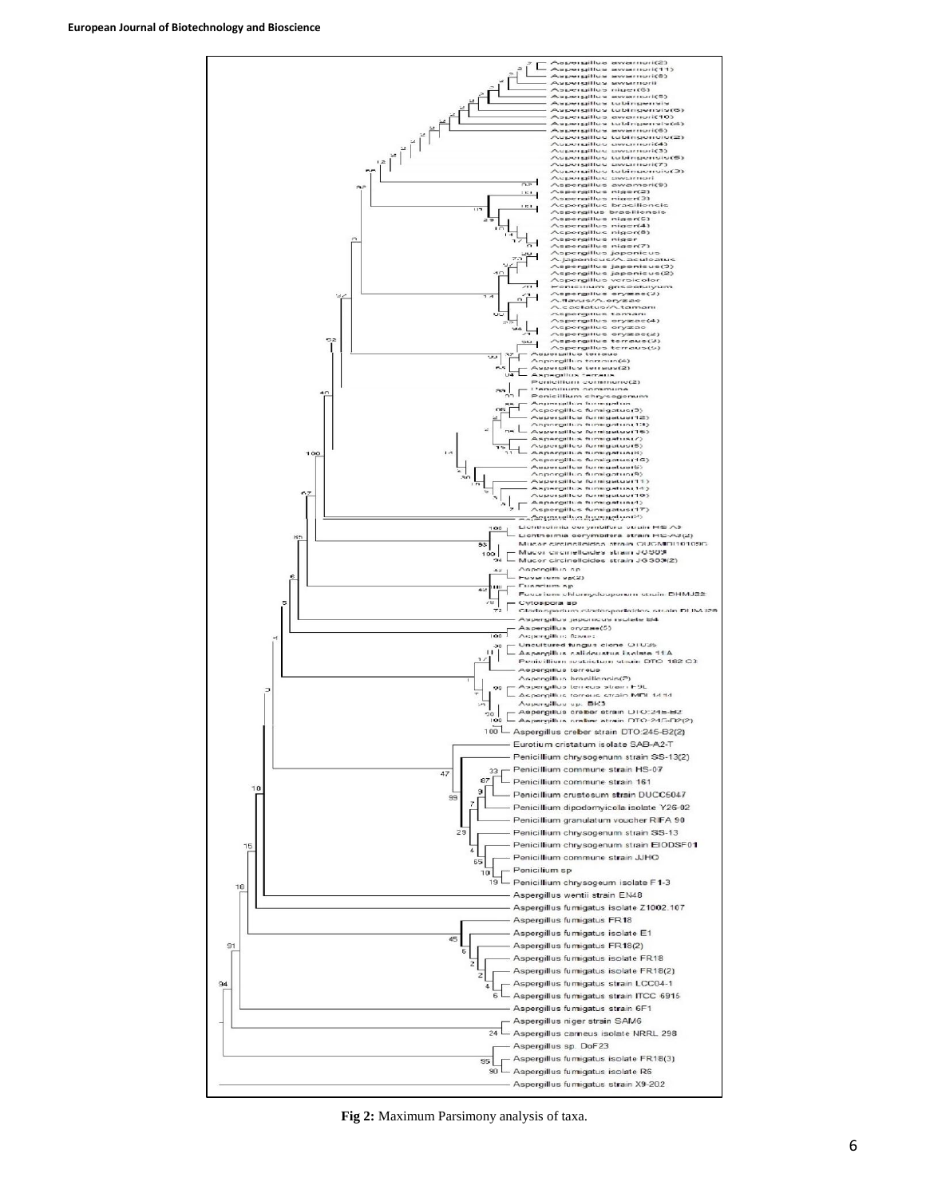Eurotium cristatum isolate SAB-A2-T
Penicillium chrysogenum strain SS-13(2)
Penicillium commune strain HS-07
Penicillium commune strain 161
Penicillium crustosum strain DUCC5047
Penicillium dipodomyicola isolate Y26-02
Penicillium granulatum voucher RIFA 90
Penicillium chrysogenum strain SS-13
Penicillium chrysogenum strain EIODSF01
Penicillium commune strain JJHO
Penicillium sp
Penicillium chrysogeum isolate F1-3
Aspergillus wentii strain EN48
Aspergillus fumigatus isolate Z1002.107
Aspergillus fumigatus FR18
Aspergillus fumigatus isolate E1
Aspergillus fumigatus FR18(2)
Aspergillus fumigatus isolate FR18
Aspergillus fumigatus isolate FR18(2)
Aspergillus fumigatus strain LCC04-1
Aspergillus fumigatus strain ITCC 6915
Aspergillus fumigatus strain 6F1
Aspergillus niger strain SAM6
Aspergillus carneus isolate NRRL 298
Aspergillus sp. DoF23
Aspergillus fumigatus isolate FR18(3)
Aspergillus fumigatus isolate R6
Aspergillus fumigatus strain X9-202

**Fig 2:** Maximum Parsimony analysis of taxa.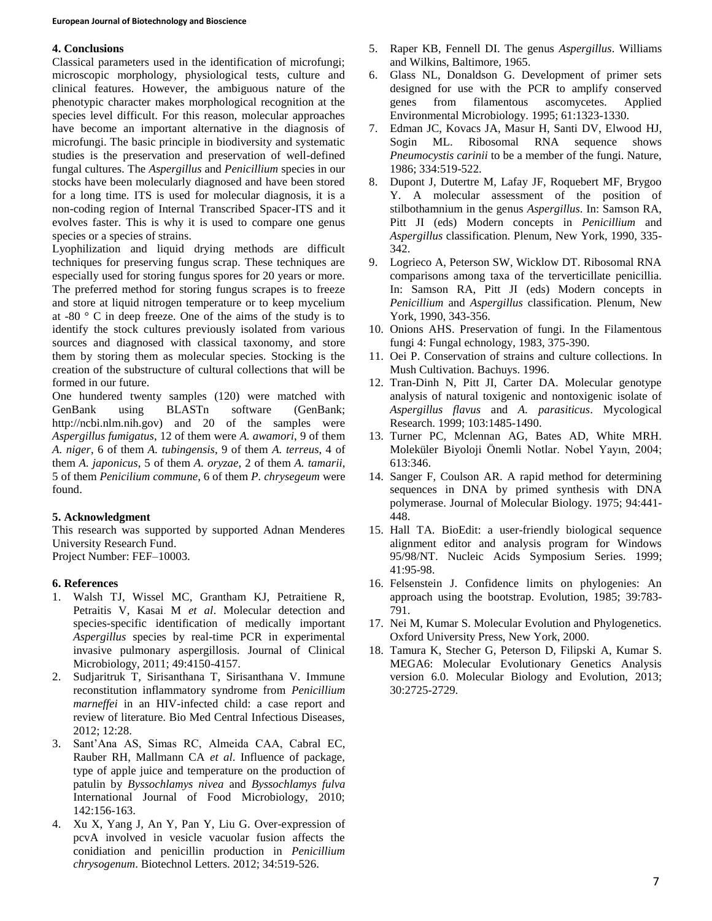## 4. Conclusions

Classical parameters used in the identification of microfungi; microscopic morphology, physiological tests, culture and clinical features. However, the ambiguous nature of the phenotypic character makes morphological recognition at the species level difficult. For this reason, molecular approaches have become an important alternative in the diagnosis of microfungi. The basic principle in biodiversity and systematic studies is the preservation and preservation of well-defined fungal cultures. The *Aspergillus* and *Penicillium* species in our stocks have been molecularly diagnosed and have been stored for a long time. ITS is used for molecular diagnosis, it is a non-coding region of Internal Transcribed Spacer-ITS and it evolves faster. This is why it is used to compare one genus species or a species of strains.

Lyophilization and liquid drying methods are difficult techniques for preserving fungus scrap. These techniques are especially used for storing fungus spores for 20 years or more. The preferred method for storing fungus scrapes is to freeze and store at liquid nitrogen temperature or to keep mycelium at -80 ° C in deep freeze. One of the aims of the study is to identify the stock cultures previously isolated from various sources and diagnosed with classical taxonomy, and store them by storing them as molecular species. Stocking is the creation of the substructure of cultural collections that will be formed in our future.

One hundered twenty samples (120) were matched with GenBank using BLASTn software (GenBank; http://ncbi.nlm.nih.gov) and 20 of the samples were *Aspergillus fumigatus*, 12 of them were *A. awamori*, 9 of them *A. niger*, 6 of them *A. tubingensis*, 9 of them *A. terreus*, 4 of them *A. japonicus*, 5 of them *A. oryzae*, 2 of them *A. tamarii*, 5 of them *Penicilium commune*, 6 of them *P. chrysegeum* were found.

## 5. Acknowledgment

This research was supported by supported Adnan Menderes University Research Fund.
Project Number: FEF–10003.

## 6. References

1. Walsh TJ, Wissel MC, Grantham KJ, Petraitiene R, Petraitis V, Kasai M *et al*. Molecular detection and species-specific identification of medically important *Aspergillus* species by real-time PCR in experimental invasive pulmonary aspergillosis. Journal of Clinical Microbiology, 2011; 49:4150-4157.
2. Sudjaritruk T, Sirisanthana T, Sirisanthana V. Immune reconstitution inflammatory syndrome from *Penicillium marneffei* in an HIV-infected child: a case report and review of literature. Bio Med Central Infectious Diseases, 2012; 12:28.
3. Sant'Ana AS, Simas RC, Almeida CAA, Cabral EC, Rauber RH, Mallmann CA *et al*. Influence of package, type of apple juice and temperature on the production of patulin by *Byssochlamys nivea* and *Byssochlamys fulva* International Journal of Food Microbiology, 2010; 142:156-163.
4. Xu X, Yang J, An Y, Pan Y, Liu G. Over-expression of pcvA involved in vesicle vacuolar fusion affects the conidiation and penicillin production in *Penicillium chrysogenum*. Biotechnol Letters. 2012; 34:519-526.
5. Raper KB, Fennell DI. The genus *Aspergillus*. Williams and Wilkins, Baltimore, 1965.
6. Glass NL, Donaldson G. Development of primer sets designed for use with the PCR to amplify conserved genes from filamentous ascomycetes. Applied Environmental Microbiology. 1995; 61:1323-1330.
7. Edman JC, Kovacs JA, Masur H, Santi DV, Elwood HJ, Sogin ML. Ribosomal RNA sequence shows *Pneumocystis carinii* to be a member of the fungi. Nature, 1986; 334:519-522.
8. Dupont J, Dutertre M, Lafay JF, Roquebert MF, Brygoo Y. A molecular assessment of the position of stilbothamnium in the genus *Aspergillus*. In: Samson RA, Pitt JI (eds) Modern concepts in *Penicillium* and *Aspergillus* classification. Plenum, New York, 1990, 335-342.
9. Logrieco A, Peterson SW, Wicklow DT. Ribosomal RNA comparisons among taxa of the terverticillate penicillia. In: Samson RA, Pitt JI (eds) Modern concepts in *Penicillium* and *Aspergillus* classification. Plenum, New York, 1990, 343-356.
10. Onions AHS. Preservation of fungi. In the Filamentous fungi 4: Fungal echnology, 1983, 375-390.
11. Oei P. Conservation of strains and culture collections. In Mush Cultivation. Bachuys. 1996.
12. Tran-Dinh N, Pitt JI, Carter DA. Molecular genotype analysis of natural toxigenic and nontoxigenic isolate of *Aspergillus flavus* and *A. parasiticus*. Mycological Research. 1999; 103:1485-1490.
13. Turner PC, Mclennan AG, Bates AD, White MRH. Moleküler Biyoloji Önemli Notlar. Nobel Yayın, 2004; 613:346.
14. Sanger F, Coulson AR. A rapid method for determining sequences in DNA by primed synthesis with DNA polymerase. Journal of Molecular Biology. 1975; 94:441-448.
15. Hall TA. BioEdit: a user-friendly biological sequence alignment editor and analysis program for Windows 95/98/NT. Nucleic Acids Symposium Series. 1999; 41:95-98.
16. Felsenstein J. Confidence limits on phylogenies: An approach using the bootstrap. Evolution, 1985; 39:783-791.
17. Nei M, Kumar S. Molecular Evolution and Phylogenetics. Oxford University Press, New York, 2000.
18. Tamura K, Stecher G, Peterson D, Filipski A, Kumar S. MEGA6: Molecular Evolutionary Genetics Analysis version 6.0. Molecular Biology and Evolution, 2013; 30:2725-2729.